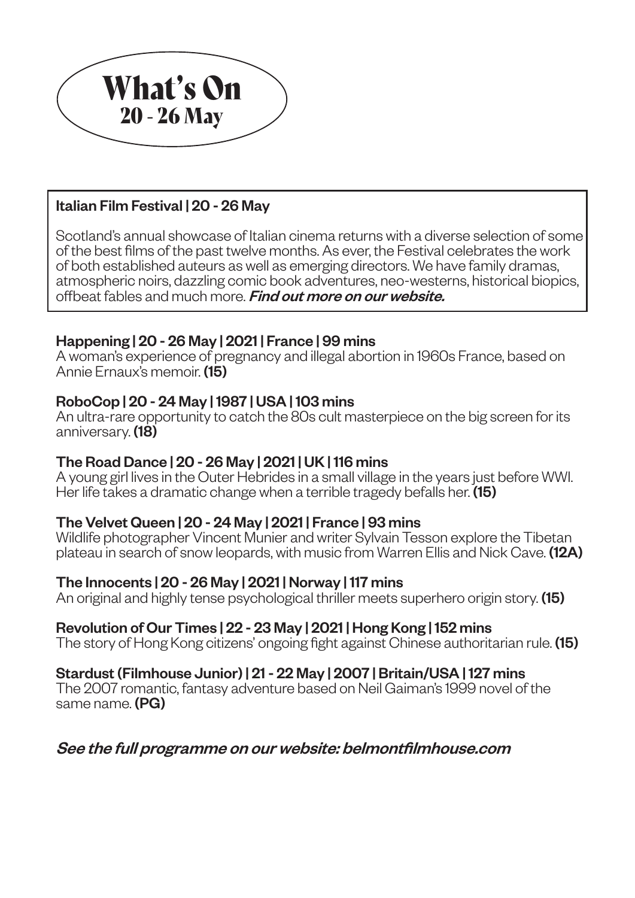# What's On

## 20 - 26 May

### Italian Film Festival | 20 - 26 May

Scotland's annual showcase of Italian cinema returns with a diverse selection of some of the best films of the past twelve months. As ever, the Festival celebrates the work of both established auteurs as well as emerging directors. We have family dramas, atmospheric noirs, dazzling comic book adventures, neo-westerns, historical biopics, offbeat fables and much more. ***Find out more on our website.***

### Happening | 20 - 26 May | 2021 | France | 99 mins

A woman's experience of pregnancy and illegal abortion in 1960s France, based on Annie Ernaux's memoir. **(15)**

### RoboCop | 20 - 24 May | 1987 | USA | 103 mins

An ultra-rare opportunity to catch the 80s cult masterpiece on the big screen for its anniversary. **(18)**

### The Road Dance | 20 - 26 May | 2021 | UK | 116 mins

A young girl lives in the Outer Hebrides in a small village in the years just before WWI. Her life takes a dramatic change when a terrible tragedy befalls her. **(15)**

### The Velvet Queen | 20 - 24 May | 2021 | France | 93 mins

Wildlife photographer Vincent Munier and writer Sylvain Tesson explore the Tibetan plateau in search of snow leopards, with music from Warren Ellis and Nick Cave. **(12A)**

### The Innocents | 20 - 26 May | 2021 | Norway | 117 mins

An original and highly tense psychological thriller meets superhero origin story. **(15)**

### Revolution of Our Times | 22 - 23 May | 2021 | Hong Kong | 152 mins

The story of Hong Kong citizens' ongoing fight against Chinese authoritarian rule. **(15)**

### Stardust (Filmhouse Junior) | 21 - 22 May | 2007 | Britain/USA | 127 mins

The 2007 romantic, fantasy adventure based on Neil Gaiman's 1999 novel of the same name. **(PG)**

***See the full programme on our website: belmontfilmhouse.com***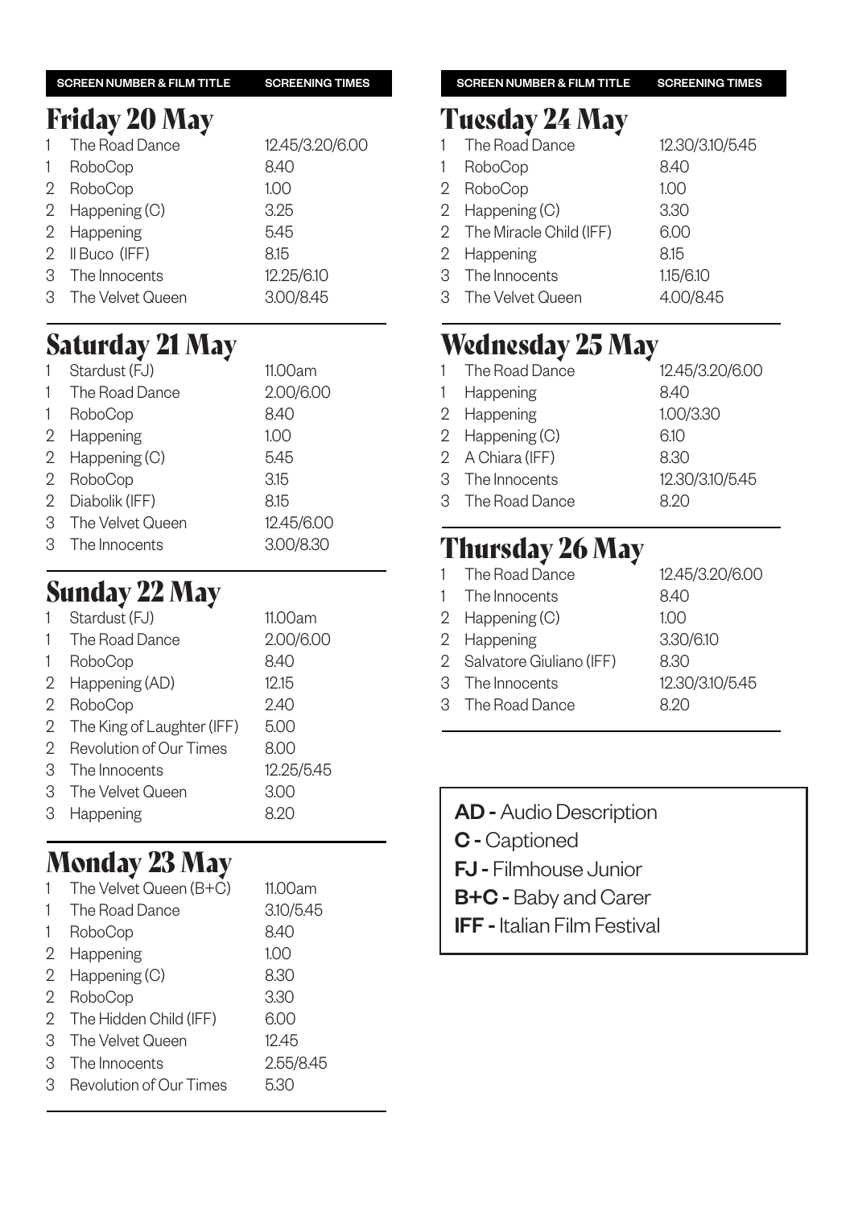| SCREEN NUMBER & FILM TITLE | | SCREENING TIMES |
|---|---|---|

## Friday 20 May

| | | |
|---|---|---|
| 1 | The Road Dance | 12.45/3.20/6.00 |
| 1 | RoboCop | 8.40 |
| 2 | RoboCop | 1.00 |
| 2 | Happening (C) | 3.25 |
| 2 | Happening | 5.45 |
| 2 | Il Buco (IFF) | 8.15 |
| 3 | The Innocents | 12.25/6.10 |
| 3 | The Velvet Queen | 3.00/8.45 |

## Saturday 21 May

| | | |
|---|---|---|
| 1 | Stardust (FJ) | 11.00am |
| 1 | The Road Dance | 2.00/6.00 |
| 1 | RoboCop | 8.40 |
| 2 | Happening | 1.00 |
| 2 | Happening (C) | 5.45 |
| 2 | RoboCop | 3.15 |
| 2 | Diabolik (IFF) | 8.15 |
| 3 | The Velvet Queen | 12.45/6.00 |
| 3 | The Innocents | 3.00/8.30 |

## Sunday 22 May

| | | |
|---|---|---|
| 1 | Stardust (FJ) | 11.00am |
| 1 | The Road Dance | 2.00/6.00 |
| 1 | RoboCop | 8.40 |
| 2 | Happening (AD) | 12.15 |
| 2 | RoboCop | 2.40 |
| 2 | The King of Laughter (IFF) | 5.00 |
| 2 | Revolution of Our Times | 8.00 |
| 3 | The Innocents | 12.25/5.45 |
| 3 | The Velvet Queen | 3.00 |
| 3 | Happening | 8.20 |

## Monday 23 May

| | | |
|---|---|---|
| 1 | The Velvet Queen (B+C) | 11.00am |
| 1 | The Road Dance | 3.10/5.45 |
| 1 | RoboCop | 8.40 |
| 2 | Happening | 1.00 |
| 2 | Happening (C) | 8.30 |
| 2 | RoboCop | 3.30 |
| 2 | The Hidden Child (IFF) | 6.00 |
| 3 | The Velvet Queen | 12.45 |
| 3 | The Innocents | 2.55/8.45 |
| 3 | Revolution of Our Times | 5.30 |

| SCREEN NUMBER & FILM TITLE | | SCREENING TIMES |
|---|---|---|

## Tuesday 24 May

| | | |
|---|---|---|
| 1 | The Road Dance | 12.30/3.10/5.45 |
| 1 | RoboCop | 8.40 |
| 2 | RoboCop | 1.00 |
| 2 | Happening (C) | 3.30 |
| 2 | The Miracle Child (IFF) | 6.00 |
| 2 | Happening | 8.15 |
| 3 | The Innocents | 1.15/6.10 |
| 3 | The Velvet Queen | 4.00/8.45 |

## Wednesday 25 May

| | | |
|---|---|---|
| 1 | The Road Dance | 12.45/3.20/6.00 |
| 1 | Happening | 8.40 |
| 2 | Happening | 1.00/3.30 |
| 2 | Happening (C) | 6.10 |
| 2 | A Chiara (IFF) | 8.30 |
| 3 | The Innocents | 12.30/3.10/5.45 |
| 3 | The Road Dance | 8.20 |

## Thursday 26 May

| | | |
|---|---|---|
| 1 | The Road Dance | 12.45/3.20/6.00 |
| 1 | The Innocents | 8.40 |
| 2 | Happening (C) | 1.00 |
| 2 | Happening | 3.30/6.10 |
| 2 | Salvatore Giuliano (IFF) | 8.30 |
| 3 | The Innocents | 12.30/3.10/5.45 |
| 3 | The Road Dance | 8.20 |

**AD -** Audio Description
**C -** Captioned
**FJ -** Filmhouse Junior
**B+C -** Baby and Carer
**IFF -** Italian Film Festival